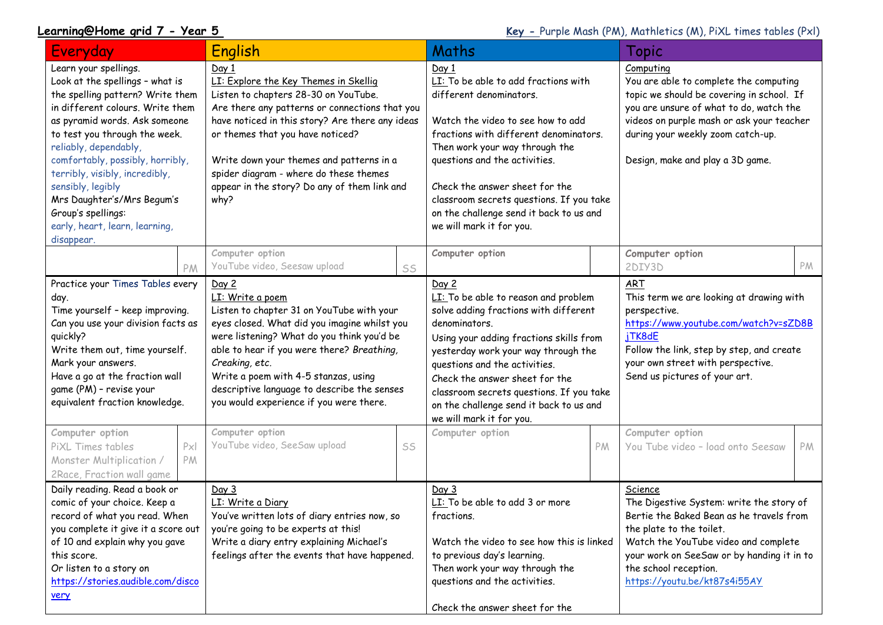**Learning@Home grid 7 - Year 5**

**Key -** Purple Mash (PM), Mathletics (M), PiXL times tables (Pxl)

| Everyday | | English | | Maths | | Topic | |
|---|---|---|---|---|---|---|---|
| Learn your spellings.<br>Look at the spellings - what is the spelling pattern? Write them in different colours. Write them as pyramid words. Ask someone to test you through the week.<br>reliably, dependably, comfortably, possibly, horribly, terribly, visibly, incredibly, sensibly, legibly<br>Mrs Daughter's/Mrs Begum's Group's spellings:<br>early, heart, learn, learning, disappear. | | Day 1<br>LI: Explore the Key Themes in Skellig<br>Listen to chapters 28-30 on YouTube.<br>Are there any patterns or connections that you have noticed in this story? Are there any ideas or themes that you have noticed?<br><br>Write down your themes and patterns in a spider diagram - where do these themes appear in the story? Do any of them link and why? | | Day 1<br>LI: To be able to add fractions with different denominators.<br><br>Watch the video to see how to add fractions with different denominators. Then work your way through the questions and the activities.<br><br>Check the answer sheet for the classroom secrets questions. If you take on the challenge send it back to us and we will mark it for you. | | Computing<br>You are able to complete the computing topic we should be covering in school. If you are unsure of what to do, watch the videos on purple mash or ask your teacher during your weekly zoom catch-up.<br><br>Design, make and play a 3D game. | |
| | PM | Computer option<br>YouTube video, Seesaw upload | SS | Computer option | | Computer option<br>2DIY3D | PM |
| Practice your Times Tables every day.<br>Time yourself – keep improving.<br>Can you use your division facts as quickly?<br>Write them out, time yourself.<br>Mark your answers.<br>Have a go at the fraction wall game (PM) – revise your equivalent fraction knowledge. | | Day 2<br>LI: Write a poem<br>Listen to chapter 31 on YouTube with your eyes closed. What did you imagine whilst you were listening? What do you think you'd be able to hear if you were there? *Breathing, Creaking, etc.*<br>Write a poem with 4-5 stanzas, using descriptive language to describe the senses you would experience if you were there. | | Day 2<br>LI: To be able to reason and problem solve adding fractions with different denominators.<br>Using your adding fractions skills from yesterday work your way through the questions and the activities.<br>Check the answer sheet for the classroom secrets questions. If you take on the challenge send it back to us and we will mark it for you. | | ART<br>This term we are looking at drawing with perspective.<br>https://www.youtube.com/watch?v=sZD8BjTK8dE<br>Follow the link, step by step, and create your own street with perspective.<br>Send us pictures of your art. | |
| Computer option<br>PiXL Times tables<br>Monster Multiplication / 2Race, Fraction wall game | Pxl<br>PM | Computer option<br>YouTube video, SeeSaw upload | SS | Computer option | PM | Computer option<br>You Tube video – load onto Seesaw | PM |
| Daily reading. Read a book or comic of your choice. Keep a record of what you read. When you complete it give it a score out of 10 and explain why you gave this score.<br>Or listen to a story on https://stories.audible.com/discovery | | Day 3<br>LI: Write a Diary<br>You've written lots of diary entries now, so you're going to be experts at this!<br>Write a diary entry explaining Michael's feelings after the events that have happened. | | Day 3<br>LI: To be able to add 3 or more fractions.<br><br>Watch the video to see how this is linked to previous day's learning.<br>Then work your way through the questions and the activities.<br><br>Check the answer sheet for the | | Science<br>The Digestive System: write the story of Bertie the Baked Bean as he travels from the plate to the toilet.<br>Watch the YouTube video and complete your work on SeeSaw or by handing it in to the school reception.<br>https://youtu.be/kt87s4i55AY | |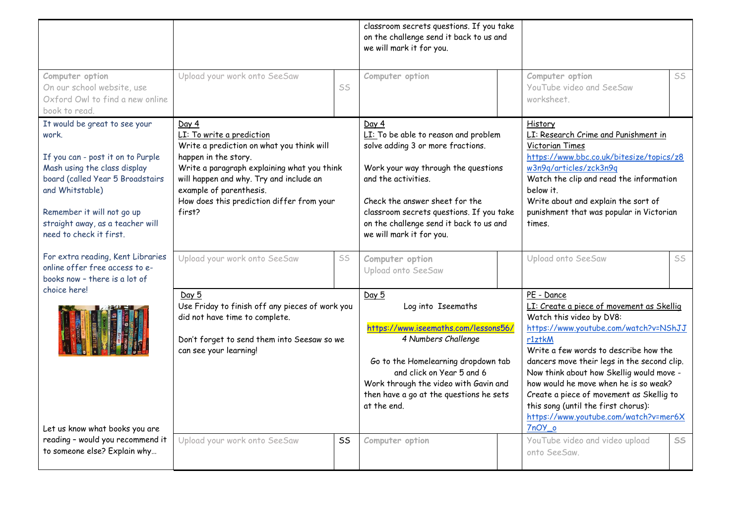| | | | | | | |
|---|---|---|---|---|---|---|
| | | | classroom secrets questions. If you take on the challenge send it back to us and we will mark it for you. | | | |
| Computer option<br>On our school website, use Oxford Owl to find a new online book to read. | Upload your work onto SeeSaw | SS | Computer option | | Computer option<br>YouTube video and SeeSaw worksheet. | SS |
| It would be great to see your work.<br><br>If you can - post it on to Purple Mash using the class display board (called Year 5 Broadstairs and Whitstable)<br><br>Remember it will not go up straight away, as a teacher will need to check it first. | Day 4<br>LI: To write a prediction<br>Write a prediction on what you think will happen in the story.<br>Write a paragraph explaining what you think will happen and why. Try and include an example of parenthesis.<br>How does this prediction differ from your first? | | Day 4<br>LI: To be able to reason and problem solve adding 3 or more fractions.<br><br>Work your way through the questions and the activities.<br><br>Check the answer sheet for the classroom secrets questions. If you take on the challenge send it back to us and we will mark it for you. | | History<br>LI: Research Crime and Punishment in Victorian Times<br>https://www.bbc.co.uk/bitesize/topics/z8w3n9q/articles/zck3n9q<br>Watch the clip and read the information below it.<br>Write about and explain the sort of punishment that was popular in Victorian times. | |
| For extra reading, Kent Libraries online offer free access to e-books now – there is a lot of choice here! | Upload your work onto SeeSaw | SS | Computer option<br>Upload onto SeeSaw | | Upload onto SeeSaw | SS |
| | Day 5<br>Use Friday to finish off any pieces of work you did not have time to complete.<br><br>Don't forget to send them into Seesaw so we can see your learning! | | Day 5<br>Log into Iseemaths<br>https://www.iseemaths.com/lessons56/<br>*4 Numbers Challenge*<br><br>Go to the Homelearning dropdown tab and click on Year 5 and 6<br>Work through the video with Gavin and then have a go at the questions he sets at the end. | | PE - Dance<br>LI: Create a piece of movement as Skellig<br>Watch this video by DV8:<br>https://www.youtube.com/watch?v=NShJJr1ztkM<br>Write a few words to describe how the dancers move their legs in the second clip.<br>Now think about how Skellig would move - how would he move when he is so weak?<br>Create a piece of movement as Skellig to this song (until the first chorus):<br>https://www.youtube.com/watch?v=mer6X7nOY_o | |
| Let us know what books you are reading – would you recommend it to someone else? Explain why… | Upload your work onto SeeSaw | SS | Computer option | | YouTube video and video upload onto SeeSaw. | SS |